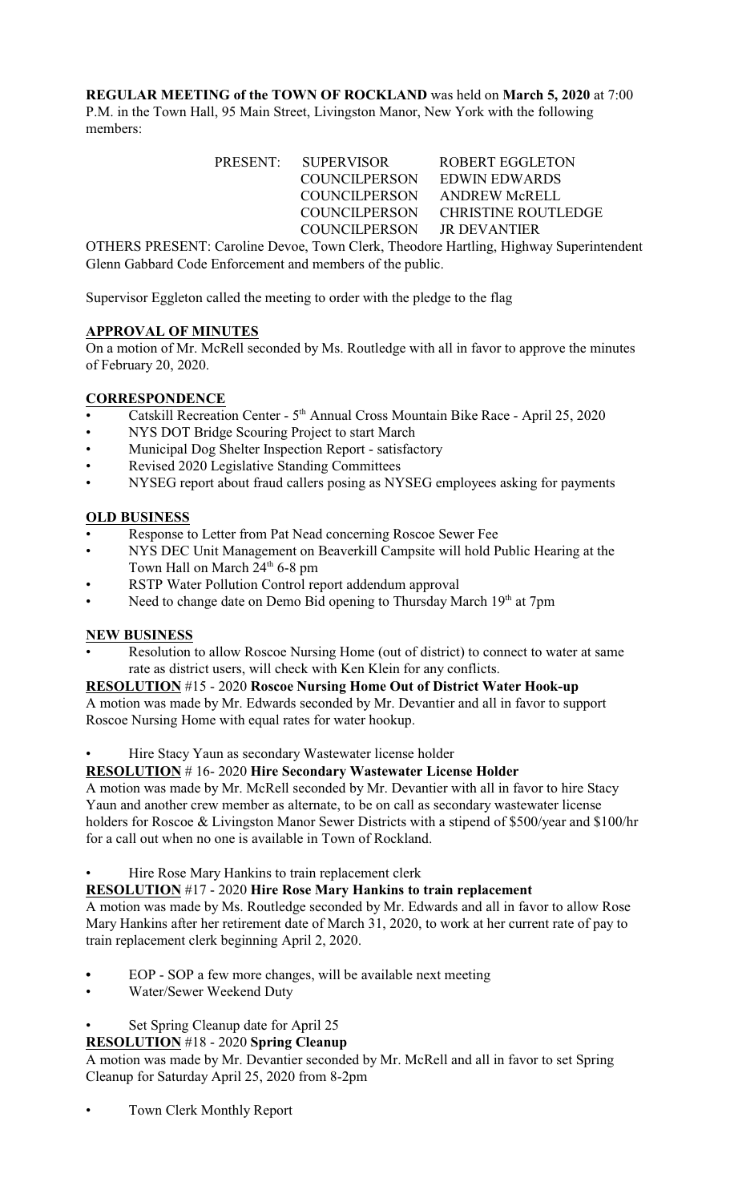**REGULAR MEETING of the TOWN OF ROCKLAND** was held on **March 5, 2020** at 7:00 P.M. in the Town Hall, 95 Main Street, Livingston Manor, New York with the following members:

| PRESENT: | SUPERVISOR | ROBERT EGGLETON |
|---|---|---|
| | COUNCILPERSON | EDWIN EDWARDS |
| | COUNCILPERSON | ANDREW McRELL |
| | COUNCILPERSON | CHRISTINE ROUTLEDGE |
| | COUNCILPERSON | JR DEVANTIER |

OTHERS PRESENT: Caroline Devoe, Town Clerk, Theodore Hartling, Highway Superintendent Glenn Gabbard Code Enforcement and members of the public.

Supervisor Eggleton called the meeting to order with the pledge to the flag

## APPROVAL OF MINUTES

On a motion of Mr. McRell seconded by Ms. Routledge with all in favor to approve the minutes of February 20, 2020.

## CORRESPONDENCE

- Catskill Recreation Center - 5th Annual Cross Mountain Bike Race - April 25, 2020
- NYS DOT Bridge Scouring Project to start March
- Municipal Dog Shelter Inspection Report - satisfactory
- Revised 2020 Legislative Standing Committees
- NYSEG report about fraud callers posing as NYSEG employees asking for payments

## OLD BUSINESS

- Response to Letter from Pat Nead concerning Roscoe Sewer Fee
- NYS DEC Unit Management on Beaverkill Campsite will hold Public Hearing at the Town Hall on March 24th 6-8 pm
- RSTP Water Pollution Control report addendum approval
- Need to change date on Demo Bid opening to Thursday March 19th at 7pm

## NEW BUSINESS

- Resolution to allow Roscoe Nursing Home (out of district) to connect to water at same rate as district users, will check with Ken Klein for any conflicts.

**RESOLUTION** #15 - 2020 **Roscoe Nursing Home Out of District Water Hook-up**
A motion was made by Mr. Edwards seconded by Mr. Devantier and all in favor to support Roscoe Nursing Home with equal rates for water hookup.

- Hire Stacy Yaun as secondary Wastewater license holder

**RESOLUTION** # 16- 2020 **Hire Secondary Wastewater License Holder**
A motion was made by Mr. McRell seconded by Mr. Devantier with all in favor to hire Stacy Yaun and another crew member as alternate, to be on call as secondary wastewater license holders for Roscoe & Livingston Manor Sewer Districts with a stipend of $500/year and $100/hr for a call out when no one is available in Town of Rockland.

- Hire Rose Mary Hankins to train replacement clerk

**RESOLUTION** #17 - 2020 **Hire Rose Mary Hankins to train replacement**
A motion was made by Ms. Routledge seconded by Mr. Edwards and all in favor to allow Rose Mary Hankins after her retirement date of March 31, 2020, to work at her current rate of pay to train replacement clerk beginning April 2, 2020.

- EOP - SOP a few more changes, will be available next meeting
- Water/Sewer Weekend Duty
- Set Spring Cleanup date for April 25

**RESOLUTION** #18 - 2020 **Spring Cleanup**
A motion was made by Mr. Devantier seconded by Mr. McRell and all in favor to set Spring Cleanup for Saturday April 25, 2020 from 8-2pm

- Town Clerk Monthly Report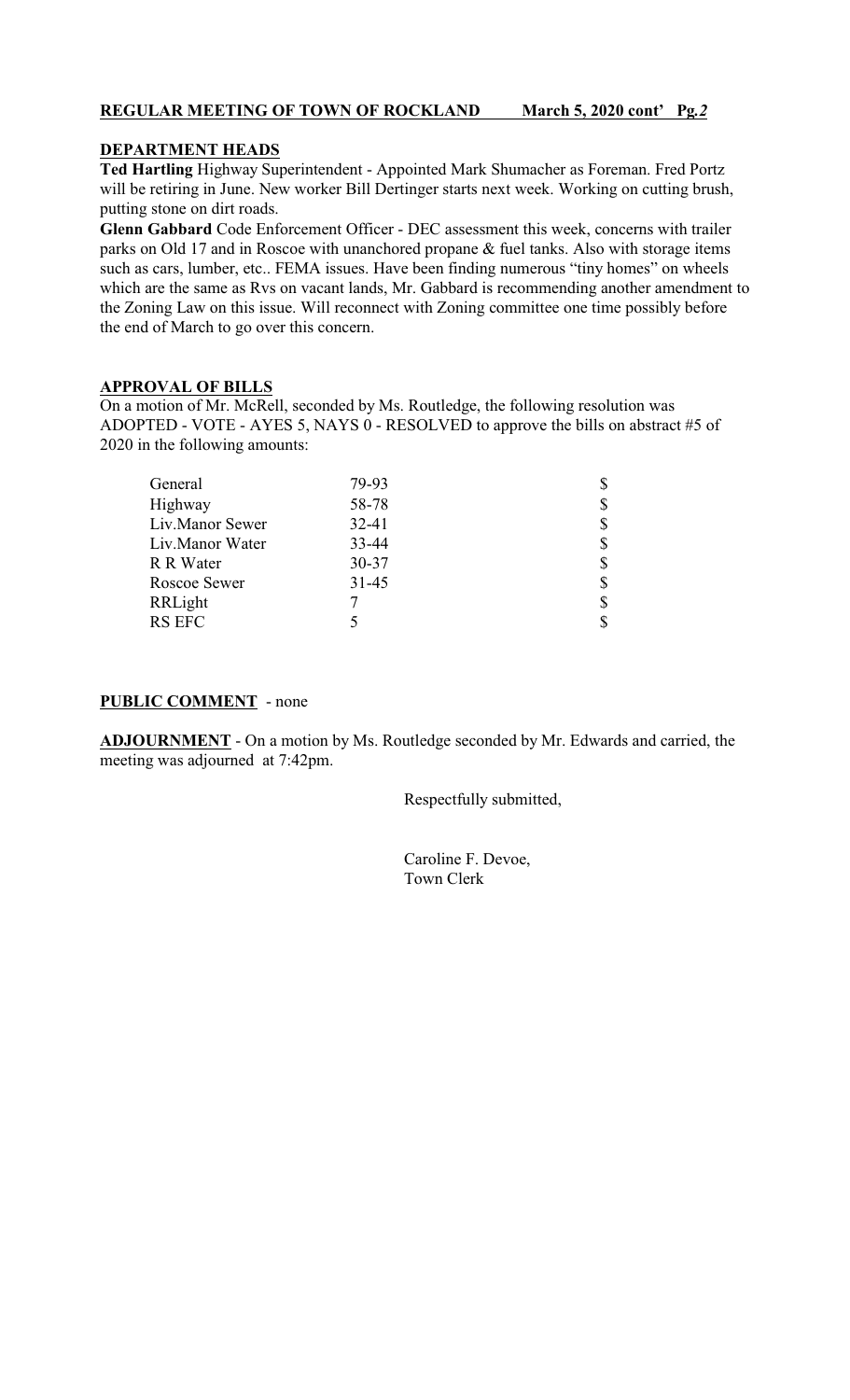**REGULAR MEETING OF TOWN OF ROCKLAND March 5, 2020 cont' Pg.** ***2***

## DEPARTMENT HEADS

**Ted Hartling** Highway Superintendent - Appointed Mark Shumacher as Foreman. Fred Portz will be retiring in June. New worker Bill Dertinger starts next week. Working on cutting brush, putting stone on dirt roads.

**Glenn Gabbard** Code Enforcement Officer - DEC assessment this week, concerns with trailer parks on Old 17 and in Roscoe with unanchored propane & fuel tanks. Also with storage items such as cars, lumber, etc.. FEMA issues. Have been finding numerous "tiny homes" on wheels which are the same as Rvs on vacant lands, Mr. Gabbard is recommending another amendment to the Zoning Law on this issue. Will reconnect with Zoning committee one time possibly before the end of March to go over this concern.

## APPROVAL OF BILLS

On a motion of Mr. McRell, seconded by Ms. Routledge, the following resolution was ADOPTED - VOTE - AYES 5, NAYS 0 - RESOLVED to approve the bills on abstract #5 of 2020 in the following amounts:

| | | |
|---|---|---|
| General | 79-93 | $ |
| Highway | 58-78 | $ |
| Liv.Manor Sewer | 32-41 | $ |
| Liv.Manor Water | 33-44 | $ |
| R R Water | 30-37 | $ |
| Roscoe Sewer | 31-45 | $ |
| RRLight | 7 | $ |
| RS EFC | 5 | $ |

**PUBLIC COMMENT** - none

**ADJOURNMENT** - On a motion by Ms. Routledge seconded by Mr. Edwards and carried, the meeting was adjourned at 7:42pm.

Respectfully submitted,

Caroline F. Devoe,
Town Clerk